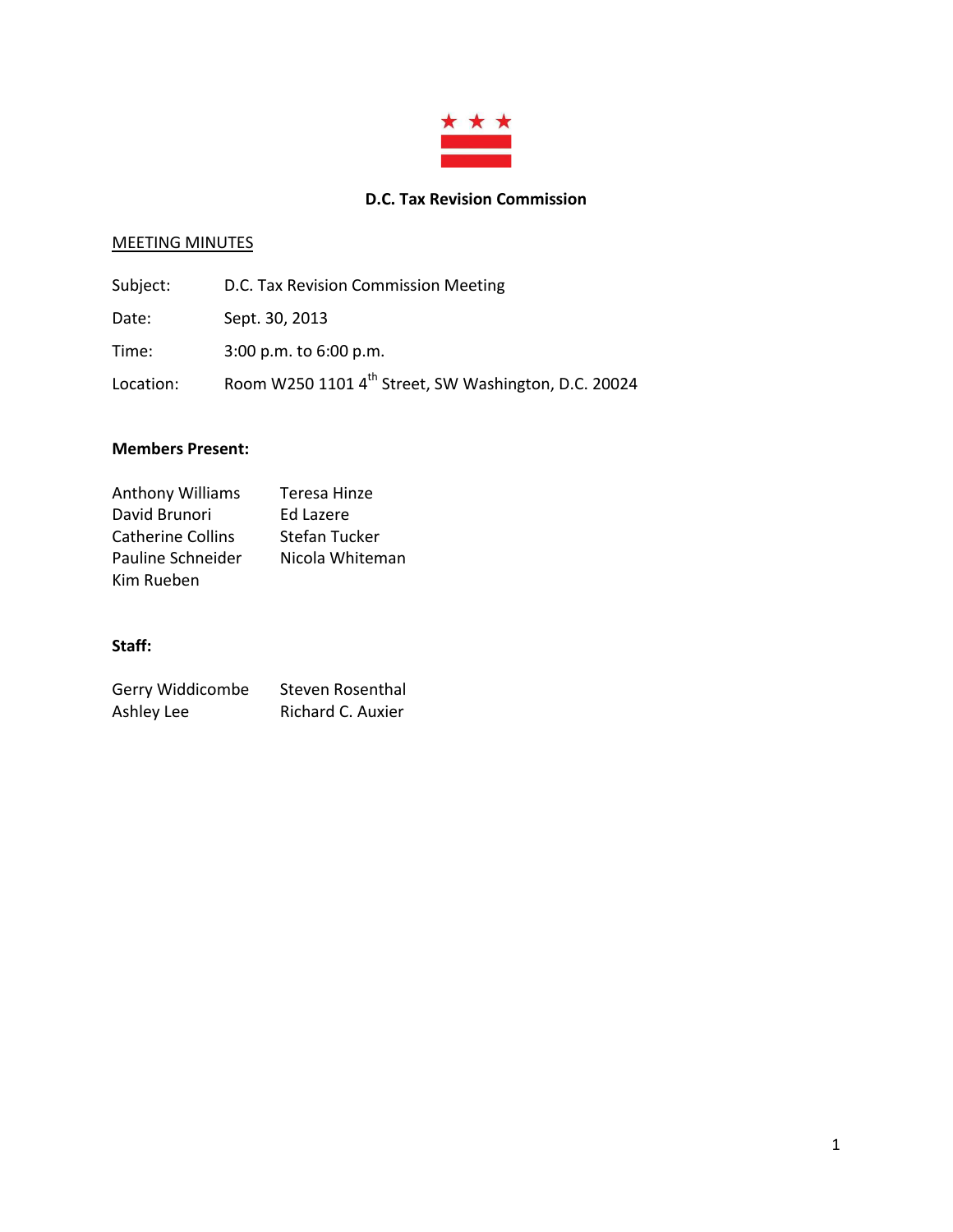**D.C. Tax Revision Commission**

MEETING MINUTES

Subject: D.C. Tax Revision Commission Meeting

Date: Sept. 30, 2013

Time: 3:00 p.m. to 6:00 p.m.

Location: Room W250 1101 4th Street, SW Washington, D.C. 20024

**Members Present:**

Anthony Williams
David Brunori
Catherine Collins
Pauline Schneider
Kim Rueben
Teresa Hinze
Ed Lazere
Stefan Tucker
Nicola Whiteman

**Staff:**

Gerry Widdicombe
Ashley Lee
Steven Rosenthal
Richard C. Auxier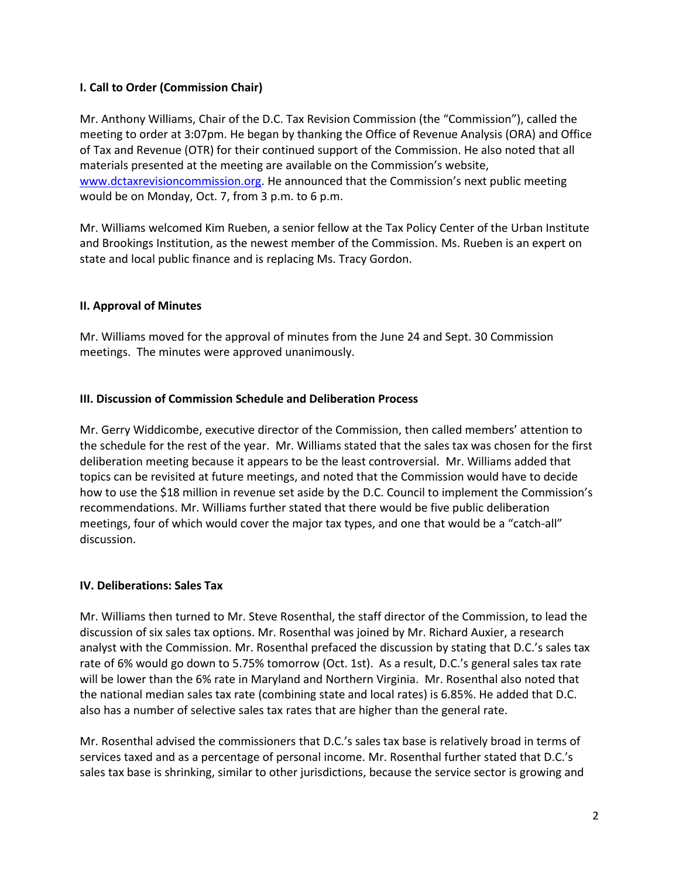### I. Call to Order (Commission Chair)

Mr. Anthony Williams, Chair of the D.C. Tax Revision Commission (the "Commission"), called the meeting to order at 3:07pm. He began by thanking the Office of Revenue Analysis (ORA) and Office of Tax and Revenue (OTR) for their continued support of the Commission. He also noted that all materials presented at the meeting are available on the Commission's website, www.dctaxrevisioncommission.org. He announced that the Commission's next public meeting would be on Monday, Oct. 7, from 3 p.m. to 6 p.m.

Mr. Williams welcomed Kim Rueben, a senior fellow at the Tax Policy Center of the Urban Institute and Brookings Institution, as the newest member of the Commission. Ms. Rueben is an expert on state and local public finance and is replacing Ms. Tracy Gordon.

### II. Approval of Minutes

Mr. Williams moved for the approval of minutes from the June 24 and Sept. 30 Commission meetings. The minutes were approved unanimously.

### III. Discussion of Commission Schedule and Deliberation Process

Mr. Gerry Widdicombe, executive director of the Commission, then called members' attention to the schedule for the rest of the year. Mr. Williams stated that the sales tax was chosen for the first deliberation meeting because it appears to be the least controversial. Mr. Williams added that topics can be revisited at future meetings, and noted that the Commission would have to decide how to use the $18 million in revenue set aside by the D.C. Council to implement the Commission's recommendations. Mr. Williams further stated that there would be five public deliberation meetings, four of which would cover the major tax types, and one that would be a "catch-all" discussion.

### IV. Deliberations: Sales Tax

Mr. Williams then turned to Mr. Steve Rosenthal, the staff director of the Commission, to lead the discussion of six sales tax options. Mr. Rosenthal was joined by Mr. Richard Auxier, a research analyst with the Commission. Mr. Rosenthal prefaced the discussion by stating that D.C.'s sales tax rate of 6% would go down to 5.75% tomorrow (Oct. 1st). As a result, D.C.'s general sales tax rate will be lower than the 6% rate in Maryland and Northern Virginia. Mr. Rosenthal also noted that the national median sales tax rate (combining state and local rates) is 6.85%. He added that D.C. also has a number of selective sales tax rates that are higher than the general rate.

Mr. Rosenthal advised the commissioners that D.C.'s sales tax base is relatively broad in terms of services taxed and as a percentage of personal income. Mr. Rosenthal further stated that D.C.'s sales tax base is shrinking, similar to other jurisdictions, because the service sector is growing and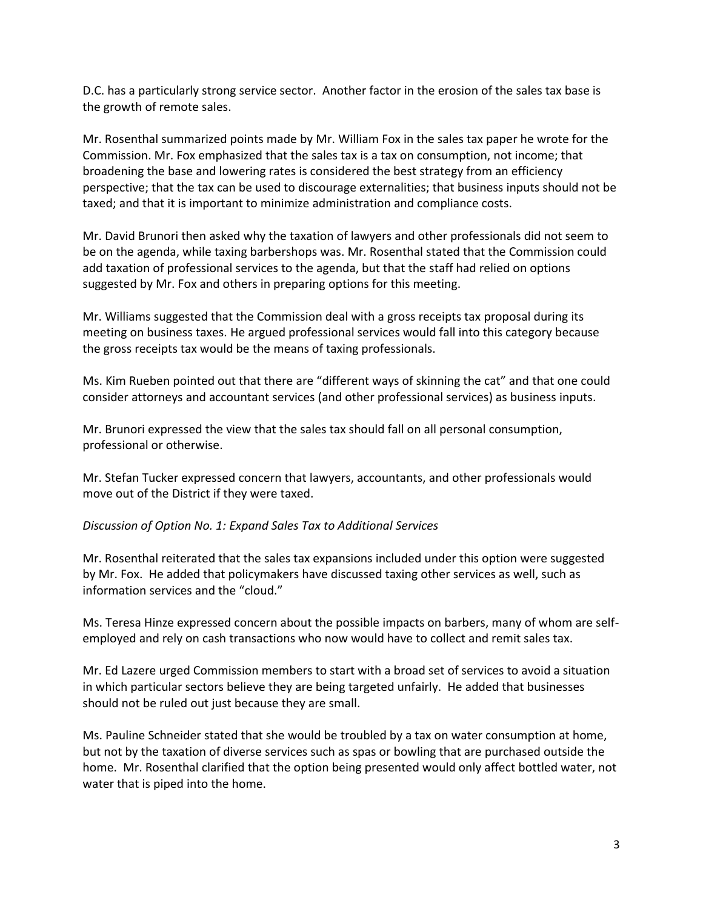D.C. has a particularly strong service sector. Another factor in the erosion of the sales tax base is the growth of remote sales.

Mr. Rosenthal summarized points made by Mr. William Fox in the sales tax paper he wrote for the Commission. Mr. Fox emphasized that the sales tax is a tax on consumption, not income; that broadening the base and lowering rates is considered the best strategy from an efficiency perspective; that the tax can be used to discourage externalities; that business inputs should not be taxed; and that it is important to minimize administration and compliance costs.

Mr. David Brunori then asked why the taxation of lawyers and other professionals did not seem to be on the agenda, while taxing barbershops was. Mr. Rosenthal stated that the Commission could add taxation of professional services to the agenda, but that the staff had relied on options suggested by Mr. Fox and others in preparing options for this meeting.

Mr. Williams suggested that the Commission deal with a gross receipts tax proposal during its meeting on business taxes. He argued professional services would fall into this category because the gross receipts tax would be the means of taxing professionals.

Ms. Kim Rueben pointed out that there are "different ways of skinning the cat" and that one could consider attorneys and accountant services (and other professional services) as business inputs.

Mr. Brunori expressed the view that the sales tax should fall on all personal consumption, professional or otherwise.

Mr. Stefan Tucker expressed concern that lawyers, accountants, and other professionals would move out of the District if they were taxed.

*Discussion of Option No. 1: Expand Sales Tax to Additional Services*

Mr. Rosenthal reiterated that the sales tax expansions included under this option were suggested by Mr. Fox. He added that policymakers have discussed taxing other services as well, such as information services and the "cloud."

Ms. Teresa Hinze expressed concern about the possible impacts on barbers, many of whom are self-employed and rely on cash transactions who now would have to collect and remit sales tax.

Mr. Ed Lazere urged Commission members to start with a broad set of services to avoid a situation in which particular sectors believe they are being targeted unfairly. He added that businesses should not be ruled out just because they are small.

Ms. Pauline Schneider stated that she would be troubled by a tax on water consumption at home, but not by the taxation of diverse services such as spas or bowling that are purchased outside the home. Mr. Rosenthal clarified that the option being presented would only affect bottled water, not water that is piped into the home.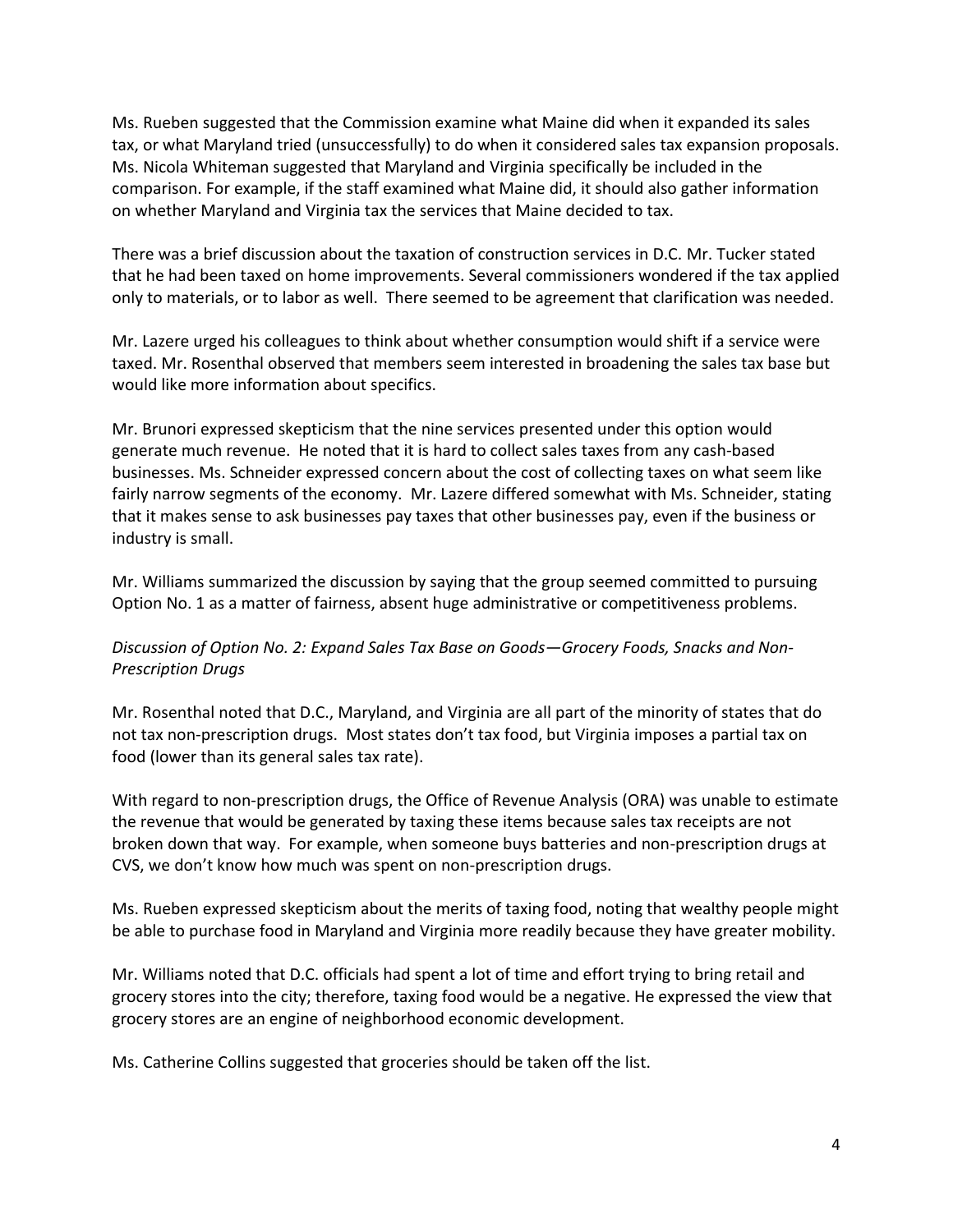Ms. Rueben suggested that the Commission examine what Maine did when it expanded its sales tax, or what Maryland tried (unsuccessfully) to do when it considered sales tax expansion proposals. Ms. Nicola Whiteman suggested that Maryland and Virginia specifically be included in the comparison. For example, if the staff examined what Maine did, it should also gather information on whether Maryland and Virginia tax the services that Maine decided to tax.

There was a brief discussion about the taxation of construction services in D.C. Mr. Tucker stated that he had been taxed on home improvements. Several commissioners wondered if the tax applied only to materials, or to labor as well. There seemed to be agreement that clarification was needed.

Mr. Lazere urged his colleagues to think about whether consumption would shift if a service were taxed. Mr. Rosenthal observed that members seem interested in broadening the sales tax base but would like more information about specifics.

Mr. Brunori expressed skepticism that the nine services presented under this option would generate much revenue. He noted that it is hard to collect sales taxes from any cash-based businesses. Ms. Schneider expressed concern about the cost of collecting taxes on what seem like fairly narrow segments of the economy. Mr. Lazere differed somewhat with Ms. Schneider, stating that it makes sense to ask businesses pay taxes that other businesses pay, even if the business or industry is small.

Mr. Williams summarized the discussion by saying that the group seemed committed to pursuing Option No. 1 as a matter of fairness, absent huge administrative or competitiveness problems.

*Discussion of Option No. 2: Expand Sales Tax Base on Goods—Grocery Foods, Snacks and Non-Prescription Drugs*

Mr. Rosenthal noted that D.C., Maryland, and Virginia are all part of the minority of states that do not tax non-prescription drugs. Most states don't tax food, but Virginia imposes a partial tax on food (lower than its general sales tax rate).

With regard to non-prescription drugs, the Office of Revenue Analysis (ORA) was unable to estimate the revenue that would be generated by taxing these items because sales tax receipts are not broken down that way. For example, when someone buys batteries and non-prescription drugs at CVS, we don't know how much was spent on non-prescription drugs.

Ms. Rueben expressed skepticism about the merits of taxing food, noting that wealthy people might be able to purchase food in Maryland and Virginia more readily because they have greater mobility.

Mr. Williams noted that D.C. officials had spent a lot of time and effort trying to bring retail and grocery stores into the city; therefore, taxing food would be a negative. He expressed the view that grocery stores are an engine of neighborhood economic development.

Ms. Catherine Collins suggested that groceries should be taken off the list.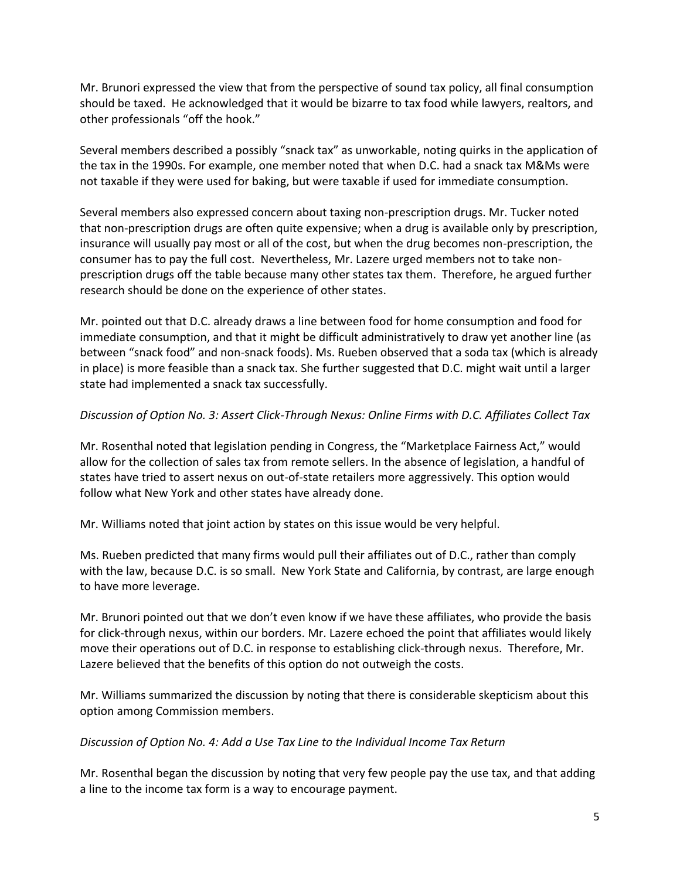Mr. Brunori expressed the view that from the perspective of sound tax policy, all final consumption should be taxed. He acknowledged that it would be bizarre to tax food while lawyers, realtors, and other professionals "off the hook."

Several members described a possibly "snack tax" as unworkable, noting quirks in the application of the tax in the 1990s. For example, one member noted that when D.C. had a snack tax M&Ms were not taxable if they were used for baking, but were taxable if used for immediate consumption.

Several members also expressed concern about taxing non-prescription drugs. Mr. Tucker noted that non-prescription drugs are often quite expensive; when a drug is available only by prescription, insurance will usually pay most or all of the cost, but when the drug becomes non-prescription, the consumer has to pay the full cost. Nevertheless, Mr. Lazere urged members not to take non-prescription drugs off the table because many other states tax them. Therefore, he argued further research should be done on the experience of other states.

Mr. pointed out that D.C. already draws a line between food for home consumption and food for immediate consumption, and that it might be difficult administratively to draw yet another line (as between "snack food" and non-snack foods). Ms. Rueben observed that a soda tax (which is already in place) is more feasible than a snack tax. She further suggested that D.C. might wait until a larger state had implemented a snack tax successfully.

*Discussion of Option No. 3: Assert Click-Through Nexus: Online Firms with D.C. Affiliates Collect Tax*

Mr. Rosenthal noted that legislation pending in Congress, the "Marketplace Fairness Act," would allow for the collection of sales tax from remote sellers. In the absence of legislation, a handful of states have tried to assert nexus on out-of-state retailers more aggressively. This option would follow what New York and other states have already done.

Mr. Williams noted that joint action by states on this issue would be very helpful.

Ms. Rueben predicted that many firms would pull their affiliates out of D.C., rather than comply with the law, because D.C. is so small. New York State and California, by contrast, are large enough to have more leverage.

Mr. Brunori pointed out that we don't even know if we have these affiliates, who provide the basis for click-through nexus, within our borders. Mr. Lazere echoed the point that affiliates would likely move their operations out of D.C. in response to establishing click-through nexus. Therefore, Mr. Lazere believed that the benefits of this option do not outweigh the costs.

Mr. Williams summarized the discussion by noting that there is considerable skepticism about this option among Commission members.

*Discussion of Option No. 4: Add a Use Tax Line to the Individual Income Tax Return*

Mr. Rosenthal began the discussion by noting that very few people pay the use tax, and that adding a line to the income tax form is a way to encourage payment.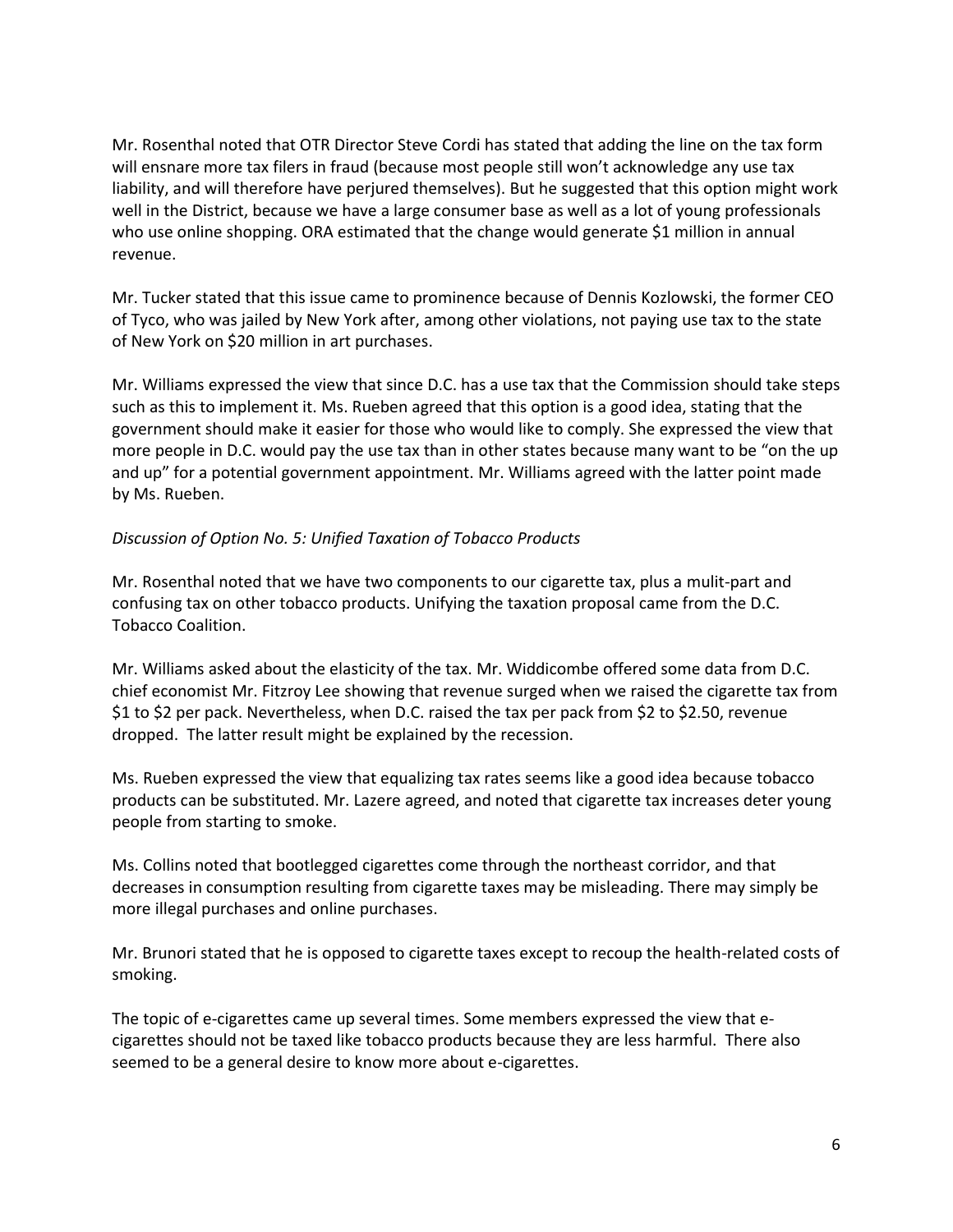Mr. Rosenthal noted that OTR Director Steve Cordi has stated that adding the line on the tax form will ensnare more tax filers in fraud (because most people still won't acknowledge any use tax liability, and will therefore have perjured themselves). But he suggested that this option might work well in the District, because we have a large consumer base as well as a lot of young professionals who use online shopping. ORA estimated that the change would generate $1 million in annual revenue.

Mr. Tucker stated that this issue came to prominence because of Dennis Kozlowski, the former CEO of Tyco, who was jailed by New York after, among other violations, not paying use tax to the state of New York on $20 million in art purchases.

Mr. Williams expressed the view that since D.C. has a use tax that the Commission should take steps such as this to implement it. Ms. Rueben agreed that this option is a good idea, stating that the government should make it easier for those who would like to comply. She expressed the view that more people in D.C. would pay the use tax than in other states because many want to be "on the up and up" for a potential government appointment. Mr. Williams agreed with the latter point made by Ms. Rueben.

*Discussion of Option No. 5: Unified Taxation of Tobacco Products*

Mr. Rosenthal noted that we have two components to our cigarette tax, plus a mulit-part and confusing tax on other tobacco products. Unifying the taxation proposal came from the D.C. Tobacco Coalition.

Mr. Williams asked about the elasticity of the tax. Mr. Widdicombe offered some data from D.C. chief economist Mr. Fitzroy Lee showing that revenue surged when we raised the cigarette tax from $1 to $2 per pack. Nevertheless, when D.C. raised the tax per pack from $2 to $2.50, revenue dropped. The latter result might be explained by the recession.

Ms. Rueben expressed the view that equalizing tax rates seems like a good idea because tobacco products can be substituted. Mr. Lazere agreed, and noted that cigarette tax increases deter young people from starting to smoke.

Ms. Collins noted that bootlegged cigarettes come through the northeast corridor, and that decreases in consumption resulting from cigarette taxes may be misleading. There may simply be more illegal purchases and online purchases.

Mr. Brunori stated that he is opposed to cigarette taxes except to recoup the health-related costs of smoking.

The topic of e-cigarettes came up several times. Some members expressed the view that e-cigarettes should not be taxed like tobacco products because they are less harmful. There also seemed to be a general desire to know more about e-cigarettes.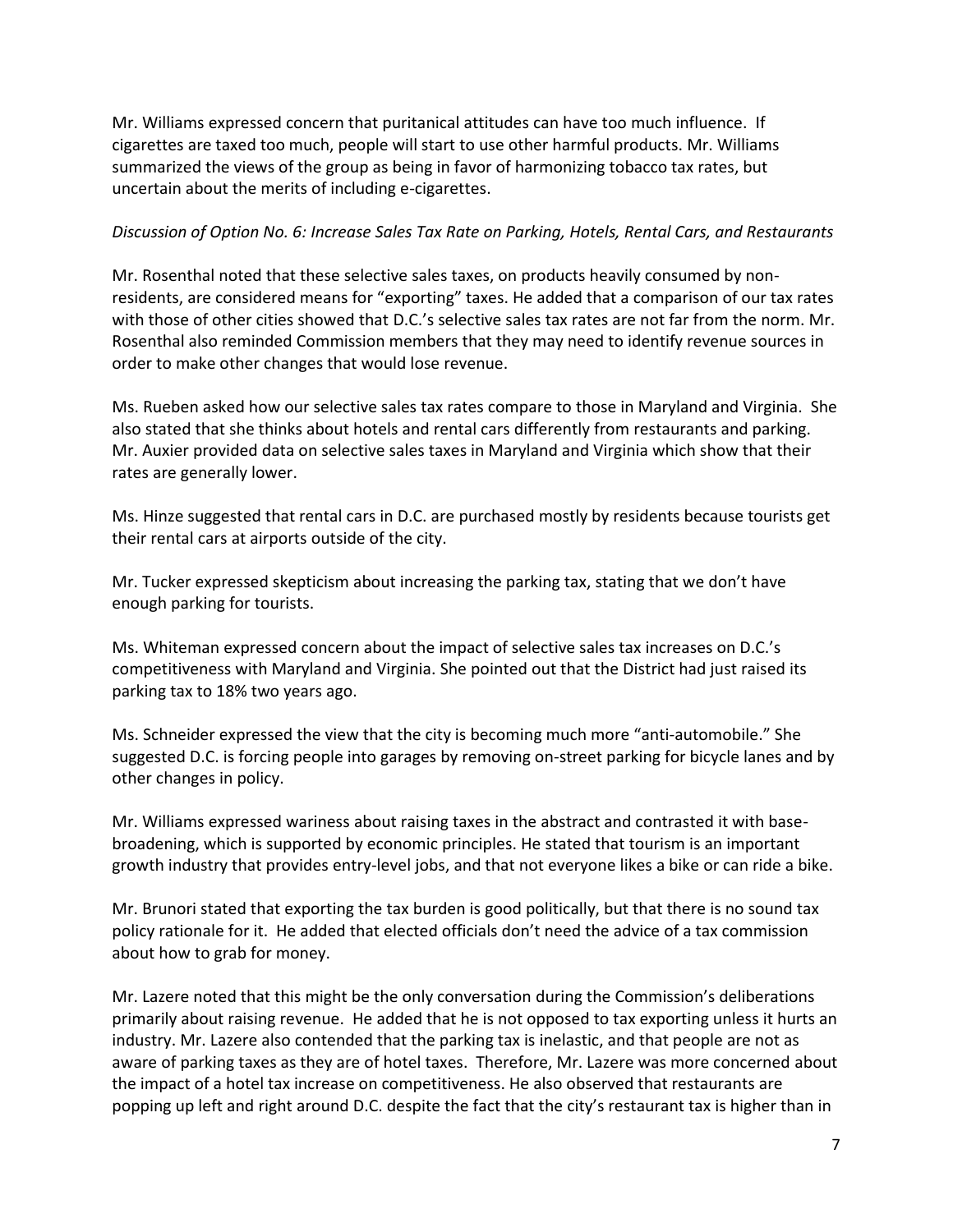Mr. Williams expressed concern that puritanical attitudes can have too much influence. If cigarettes are taxed too much, people will start to use other harmful products. Mr. Williams summarized the views of the group as being in favor of harmonizing tobacco tax rates, but uncertain about the merits of including e-cigarettes.

*Discussion of Option No. 6: Increase Sales Tax Rate on Parking, Hotels, Rental Cars, and Restaurants*

Mr. Rosenthal noted that these selective sales taxes, on products heavily consumed by non-residents, are considered means for "exporting" taxes. He added that a comparison of our tax rates with those of other cities showed that D.C.'s selective sales tax rates are not far from the norm. Mr. Rosenthal also reminded Commission members that they may need to identify revenue sources in order to make other changes that would lose revenue.

Ms. Rueben asked how our selective sales tax rates compare to those in Maryland and Virginia. She also stated that she thinks about hotels and rental cars differently from restaurants and parking. Mr. Auxier provided data on selective sales taxes in Maryland and Virginia which show that their rates are generally lower.

Ms. Hinze suggested that rental cars in D.C. are purchased mostly by residents because tourists get their rental cars at airports outside of the city.

Mr. Tucker expressed skepticism about increasing the parking tax, stating that we don't have enough parking for tourists.

Ms. Whiteman expressed concern about the impact of selective sales tax increases on D.C.'s competitiveness with Maryland and Virginia. She pointed out that the District had just raised its parking tax to 18% two years ago.

Ms. Schneider expressed the view that the city is becoming much more "anti-automobile." She suggested D.C. is forcing people into garages by removing on-street parking for bicycle lanes and by other changes in policy.

Mr. Williams expressed wariness about raising taxes in the abstract and contrasted it with base-broadening, which is supported by economic principles. He stated that tourism is an important growth industry that provides entry-level jobs, and that not everyone likes a bike or can ride a bike.

Mr. Brunori stated that exporting the tax burden is good politically, but that there is no sound tax policy rationale for it. He added that elected officials don't need the advice of a tax commission about how to grab for money.

Mr. Lazere noted that this might be the only conversation during the Commission's deliberations primarily about raising revenue. He added that he is not opposed to tax exporting unless it hurts an industry. Mr. Lazere also contended that the parking tax is inelastic, and that people are not as aware of parking taxes as they are of hotel taxes. Therefore, Mr. Lazere was more concerned about the impact of a hotel tax increase on competitiveness. He also observed that restaurants are popping up left and right around D.C. despite the fact that the city's restaurant tax is higher than in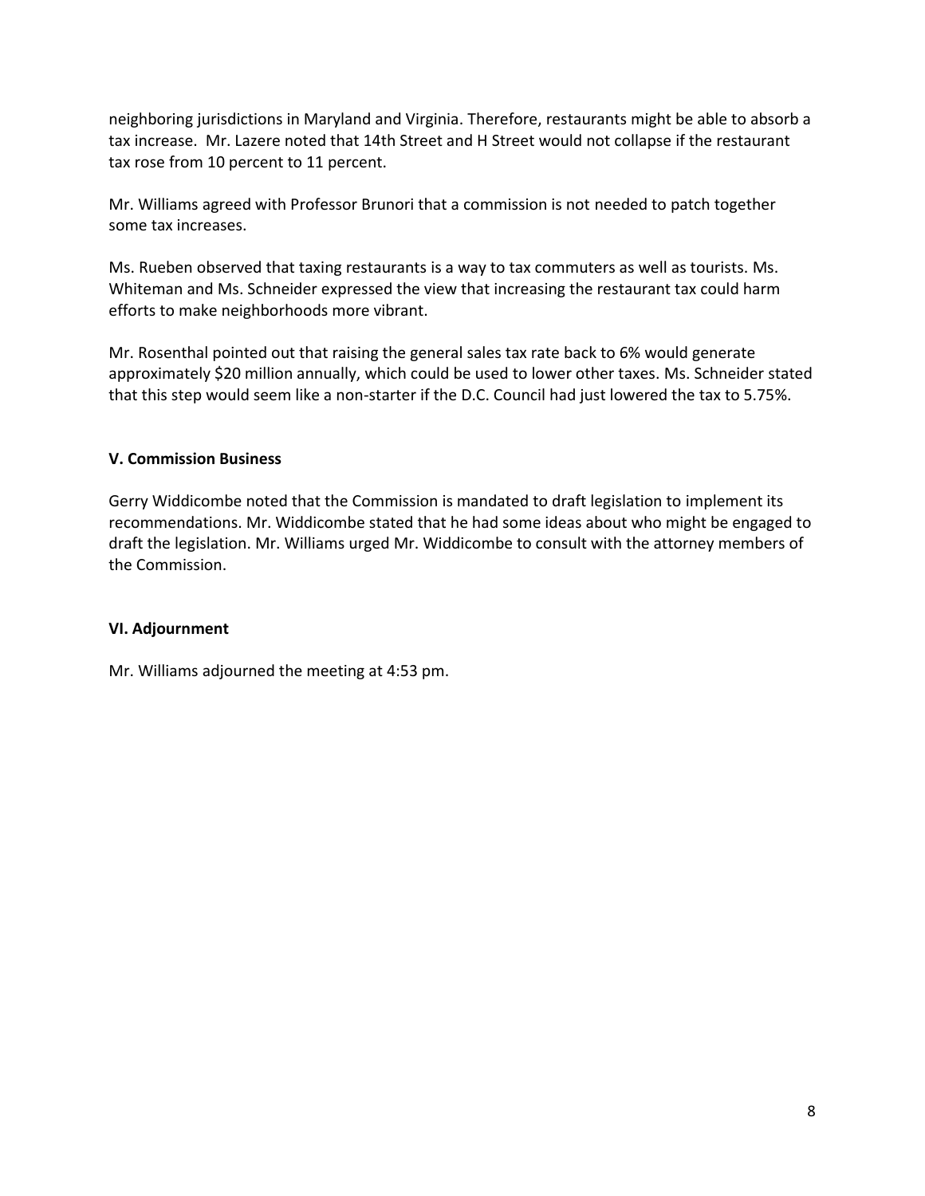neighboring jurisdictions in Maryland and Virginia. Therefore, restaurants might be able to absorb a tax increase. Mr. Lazere noted that 14th Street and H Street would not collapse if the restaurant tax rose from 10 percent to 11 percent.

Mr. Williams agreed with Professor Brunori that a commission is not needed to patch together some tax increases.

Ms. Rueben observed that taxing restaurants is a way to tax commuters as well as tourists. Ms. Whiteman and Ms. Schneider expressed the view that increasing the restaurant tax could harm efforts to make neighborhoods more vibrant.

Mr. Rosenthal pointed out that raising the general sales tax rate back to 6% would generate approximately $20 million annually, which could be used to lower other taxes. Ms. Schneider stated that this step would seem like a non-starter if the D.C. Council had just lowered the tax to 5.75%.

## V. Commission Business

Gerry Widdicombe noted that the Commission is mandated to draft legislation to implement its recommendations. Mr. Widdicombe stated that he had some ideas about who might be engaged to draft the legislation. Mr. Williams urged Mr. Widdicombe to consult with the attorney members of the Commission.

## VI. Adjournment

Mr. Williams adjourned the meeting at 4:53 pm.